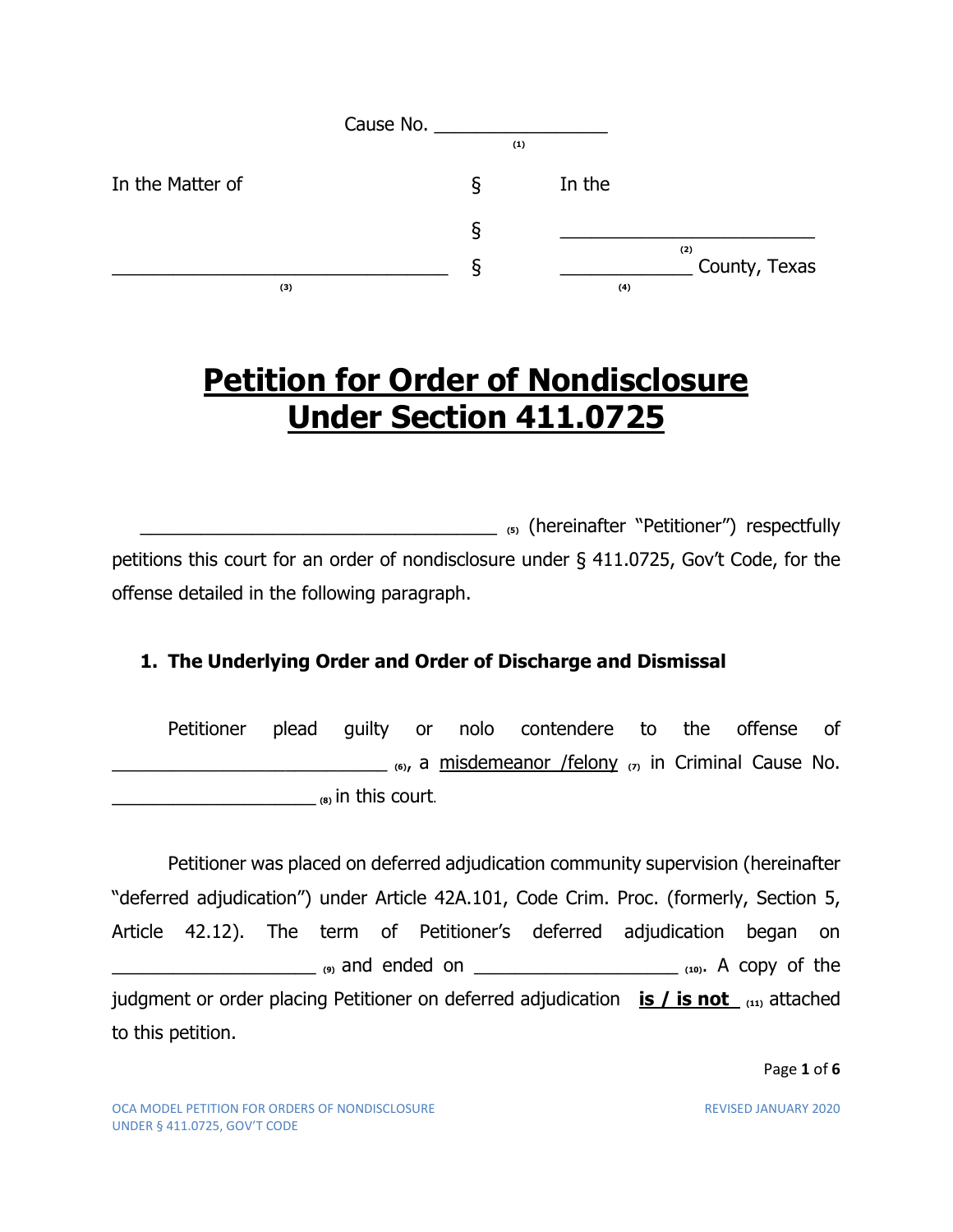Cause No. ________________ (1)

| In the Matter of | § | In the |
|---|---|---|
| | § | ________________________ (2) |
| ________________________________ (3) | § | ____________ (4) County, Texas |

# Petition for Order of Nondisclosure Under Section 411.0725

__________________________________ (5) (hereinafter "Petitioner") respectfully petitions this court for an order of nondisclosure under § 411.0725, Gov't Code, for the offense detailed in the following paragraph.

### 1. The Underlying Order and Order of Discharge and Dismissal

Petitioner plead guilty or nolo contendere to the offense of __________________________ (6), a misdemeanor /felony (7) in Criminal Cause No. ___________________ (8) in this court.

Petitioner was placed on deferred adjudication community supervision (hereinafter "deferred adjudication") under Article 42A.101, Code Crim. Proc. (formerly, Section 5, Article 42.12). The term of Petitioner's deferred adjudication began on ___________________ (9) and ended on ___________________ (10). A copy of the judgment or order placing Petitioner on deferred adjudication **is / is not** (11) attached to this petition.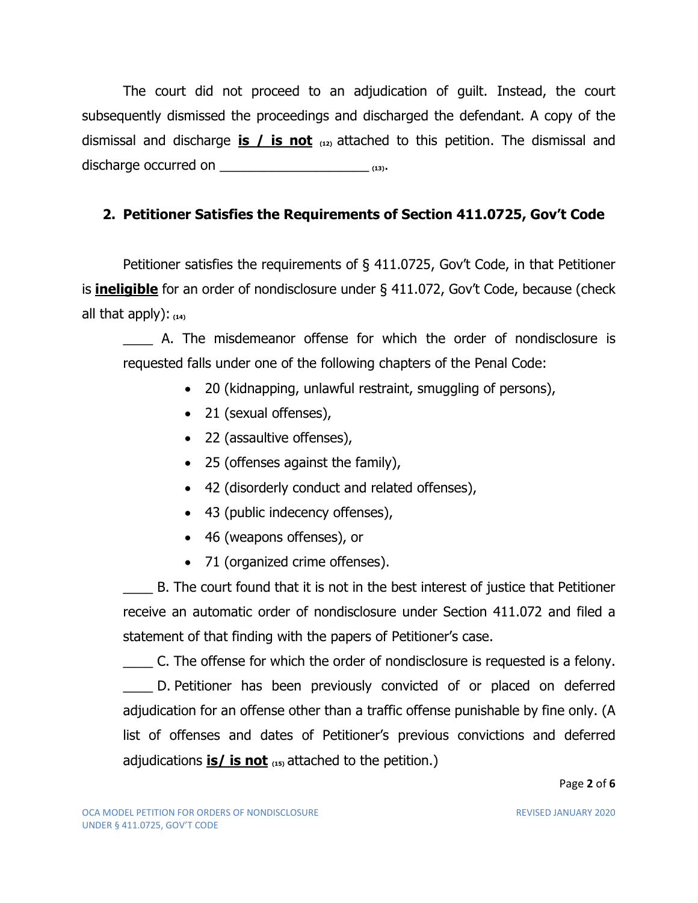The court did not proceed to an adjudication of guilt. Instead, the court subsequently dismissed the proceedings and discharged the defendant. A copy of the dismissal and discharge **is / is not** (12) attached to this petition. The dismissal and discharge occurred on ____________________ (13).

**2. Petitioner Satisfies the Requirements of Section 411.0725, Gov't Code**

Petitioner satisfies the requirements of § 411.0725, Gov't Code, in that Petitioner is **ineligible** for an order of nondisclosure under § 411.072, Gov't Code, because (check all that apply): (14)

____ A. The misdemeanor offense for which the order of nondisclosure is requested falls under one of the following chapters of the Penal Code:

- 20 (kidnapping, unlawful restraint, smuggling of persons),
- 21 (sexual offenses),
- 22 (assaultive offenses),
- 25 (offenses against the family),
- 42 (disorderly conduct and related offenses),
- 43 (public indecency offenses),
- 46 (weapons offenses), or
- 71 (organized crime offenses).

____ B. The court found that it is not in the best interest of justice that Petitioner receive an automatic order of nondisclosure under Section 411.072 and filed a statement of that finding with the papers of Petitioner's case.

____ C. The offense for which the order of nondisclosure is requested is a felony.

____ D. Petitioner has been previously convicted of or placed on deferred adjudication for an offense other than a traffic offense punishable by fine only. (A list of offenses and dates of Petitioner's previous convictions and deferred adjudications **is/ is not** (15) attached to the petition.)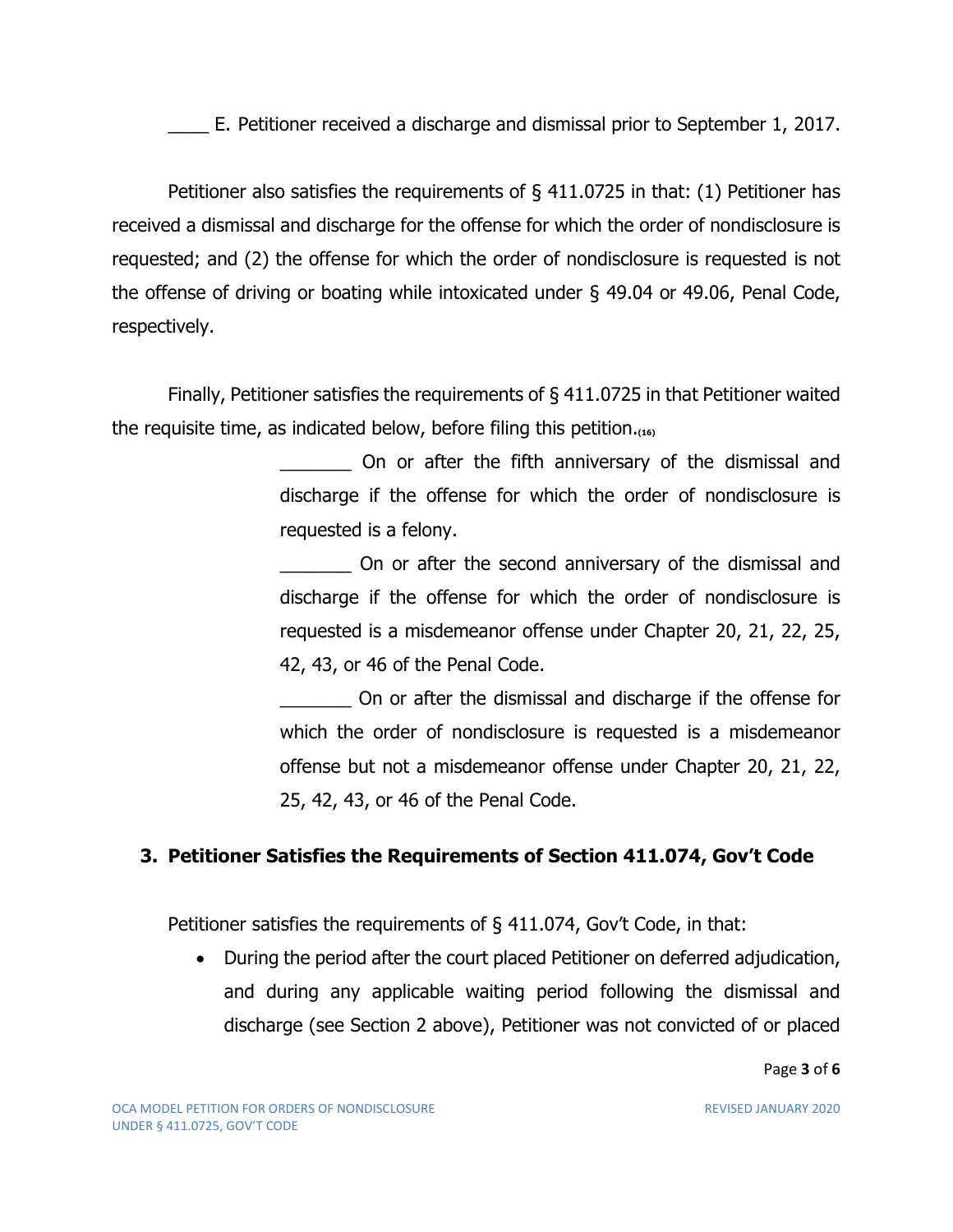____ E. Petitioner received a discharge and dismissal prior to September 1, 2017.

Petitioner also satisfies the requirements of § 411.0725 in that: (1) Petitioner has received a dismissal and discharge for the offense for which the order of nondisclosure is requested; and (2) the offense for which the order of nondisclosure is requested is not the offense of driving or boating while intoxicated under § 49.04 or 49.06, Penal Code, respectively.

Finally, Petitioner satisfies the requirements of § 411.0725 in that Petitioner waited the requisite time, as indicated below, before filing this petition.[(16)]

_______ On or after the fifth anniversary of the dismissal and discharge if the offense for which the order of nondisclosure is requested is a felony.

_______ On or after the second anniversary of the dismissal and discharge if the offense for which the order of nondisclosure is requested is a misdemeanor offense under Chapter 20, 21, 22, 25, 42, 43, or 46 of the Penal Code.

_______ On or after the dismissal and discharge if the offense for which the order of nondisclosure is requested is a misdemeanor offense but not a misdemeanor offense under Chapter 20, 21, 22, 25, 42, 43, or 46 of the Penal Code.

### 3. Petitioner Satisfies the Requirements of Section 411.074, Gov't Code

Petitioner satisfies the requirements of § 411.074, Gov't Code, in that:

- During the period after the court placed Petitioner on deferred adjudication, and during any applicable waiting period following the dismissal and discharge (see Section 2 above), Petitioner was not convicted of or placed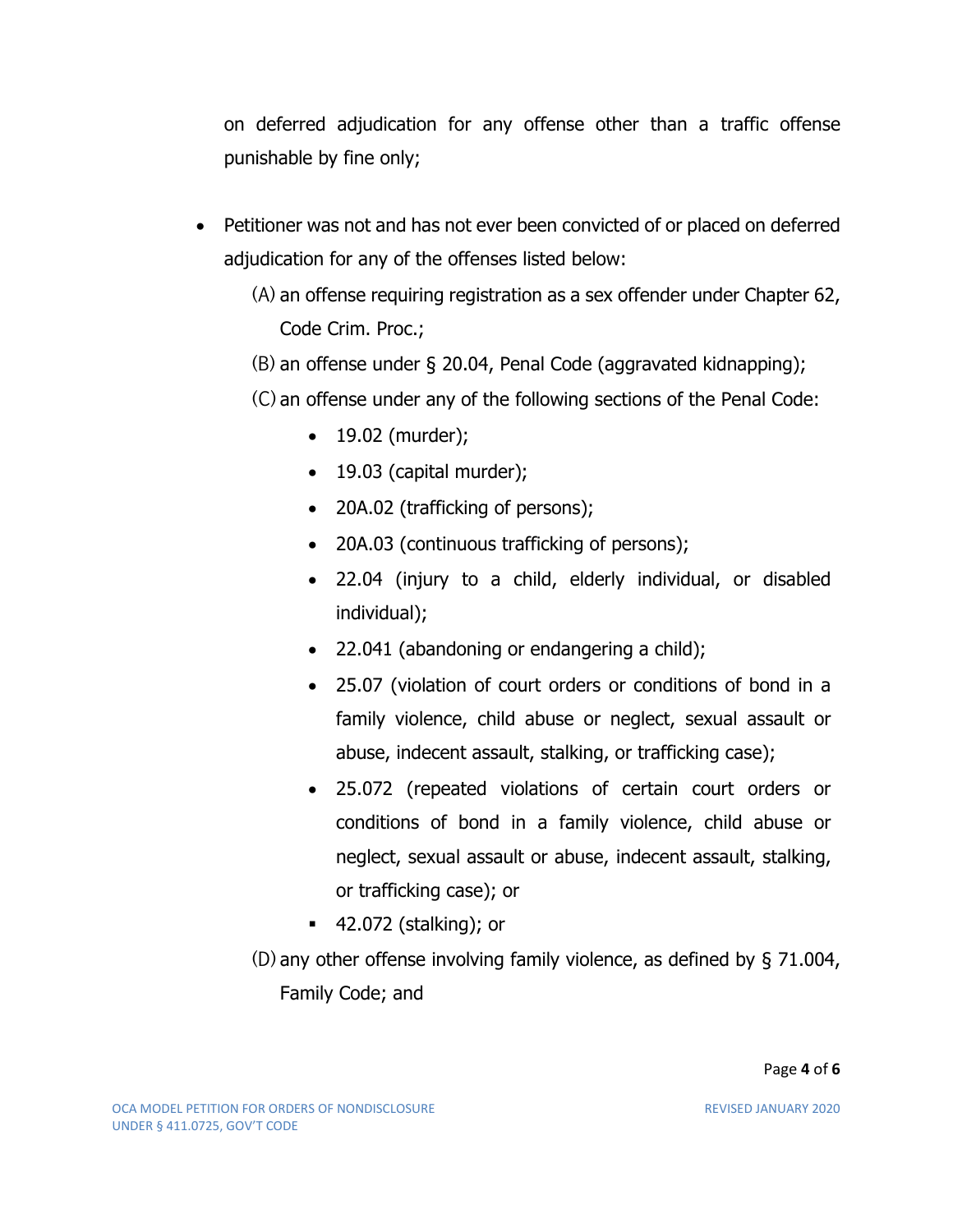on deferred adjudication for any offense other than a traffic offense punishable by fine only;

- Petitioner was not and has not ever been convicted of or placed on deferred adjudication for any of the offenses listed below:

  (A) an offense requiring registration as a sex offender under Chapter 62, Code Crim. Proc.;

  (B) an offense under § 20.04, Penal Code (aggravated kidnapping);

  (C) an offense under any of the following sections of the Penal Code:

    - 19.02 (murder);
    - 19.03 (capital murder);
    - 20A.02 (trafficking of persons);
    - 20A.03 (continuous trafficking of persons);
    - 22.04 (injury to a child, elderly individual, or disabled individual);
    - 22.041 (abandoning or endangering a child);
    - 25.07 (violation of court orders or conditions of bond in a family violence, child abuse or neglect, sexual assault or abuse, indecent assault, stalking, or trafficking case);
    - 25.072 (repeated violations of certain court orders or conditions of bond in a family violence, child abuse or neglect, sexual assault or abuse, indecent assault, stalking, or trafficking case); or
    - 42.072 (stalking); or

  (D) any other offense involving family violence, as defined by § 71.004, Family Code; and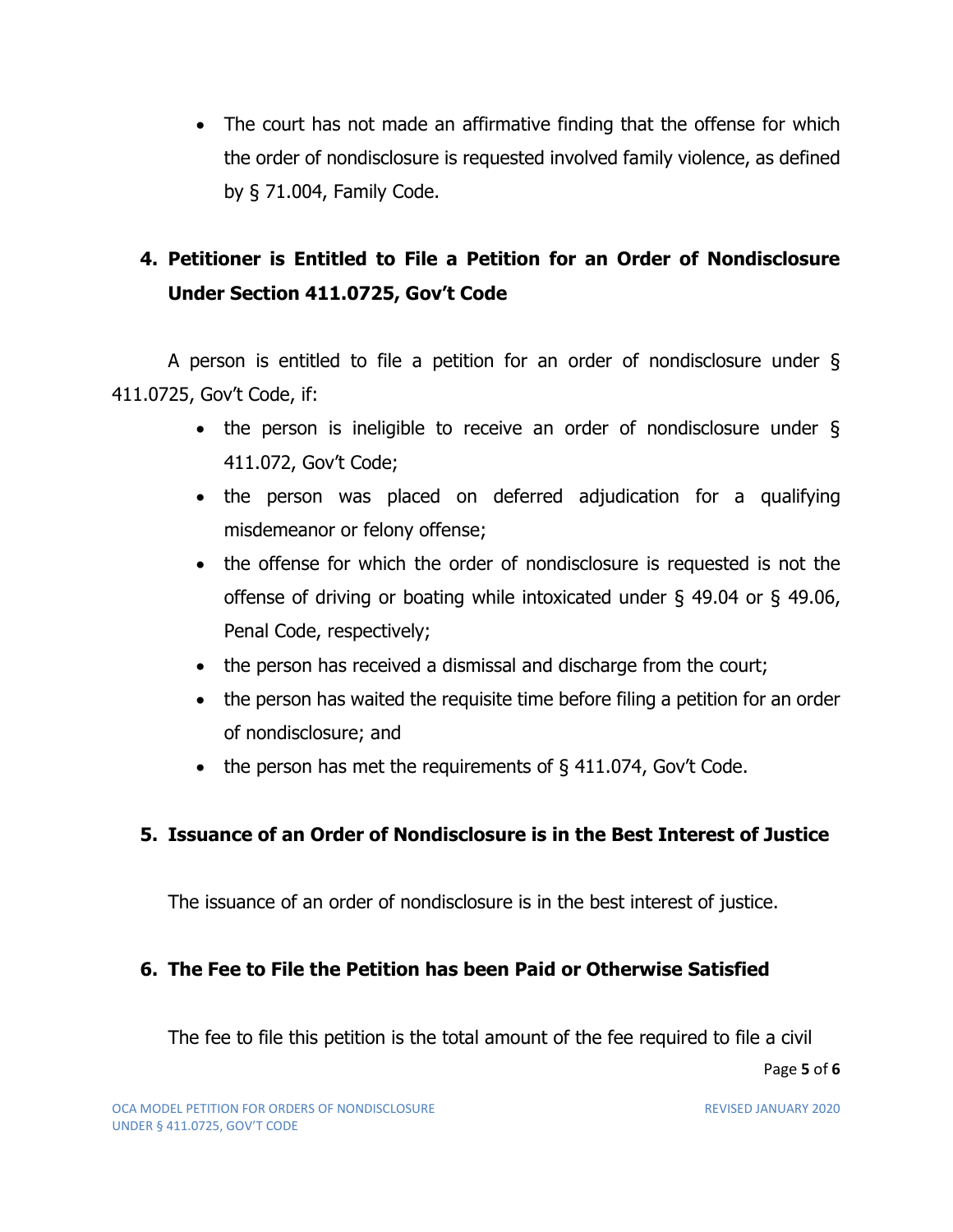- The court has not made an affirmative finding that the offense for which the order of nondisclosure is requested involved family violence, as defined by § 71.004, Family Code.

## 4. Petitioner is Entitled to File a Petition for an Order of Nondisclosure Under Section 411.0725, Gov't Code

A person is entitled to file a petition for an order of nondisclosure under § 411.0725, Gov't Code, if:

- the person is ineligible to receive an order of nondisclosure under § 411.072, Gov't Code;
- the person was placed on deferred adjudication for a qualifying misdemeanor or felony offense;
- the offense for which the order of nondisclosure is requested is not the offense of driving or boating while intoxicated under § 49.04 or § 49.06, Penal Code, respectively;
- the person has received a dismissal and discharge from the court;
- the person has waited the requisite time before filing a petition for an order of nondisclosure; and
- the person has met the requirements of § 411.074, Gov't Code.

## 5. Issuance of an Order of Nondisclosure is in the Best Interest of Justice

The issuance of an order of nondisclosure is in the best interest of justice.

## 6. The Fee to File the Petition has been Paid or Otherwise Satisfied

The fee to file this petition is the total amount of the fee required to file a civil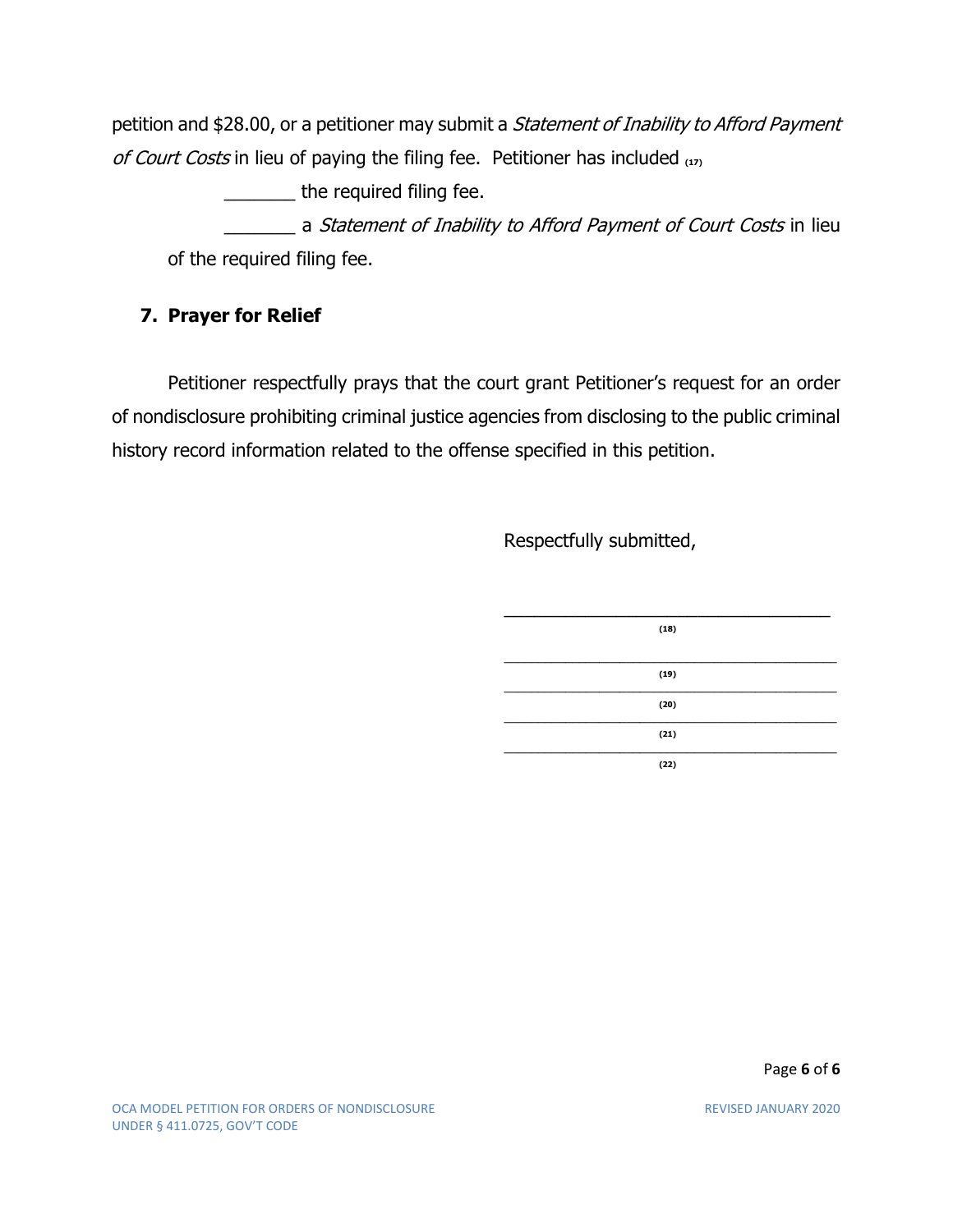petition and $28.00, or a petitioner may submit a *Statement of Inability to Afford Payment of Court Costs* in lieu of paying the filing fee. Petitioner has included (17)

_______ the required filing fee.

_______ a *Statement of Inability to Afford Payment of Court Costs* in lieu of the required filing fee.

## 7. Prayer for Relief

Petitioner respectfully prays that the court grant Petitioner's request for an order of nondisclosure prohibiting criminal justice agencies from disclosing to the public criminal history record information related to the offense specified in this petition.

Respectfully submitted,

________________________________
(18)

________________________________
(19)

________________________________
(20)

________________________________
(21)

________________________________
(22)